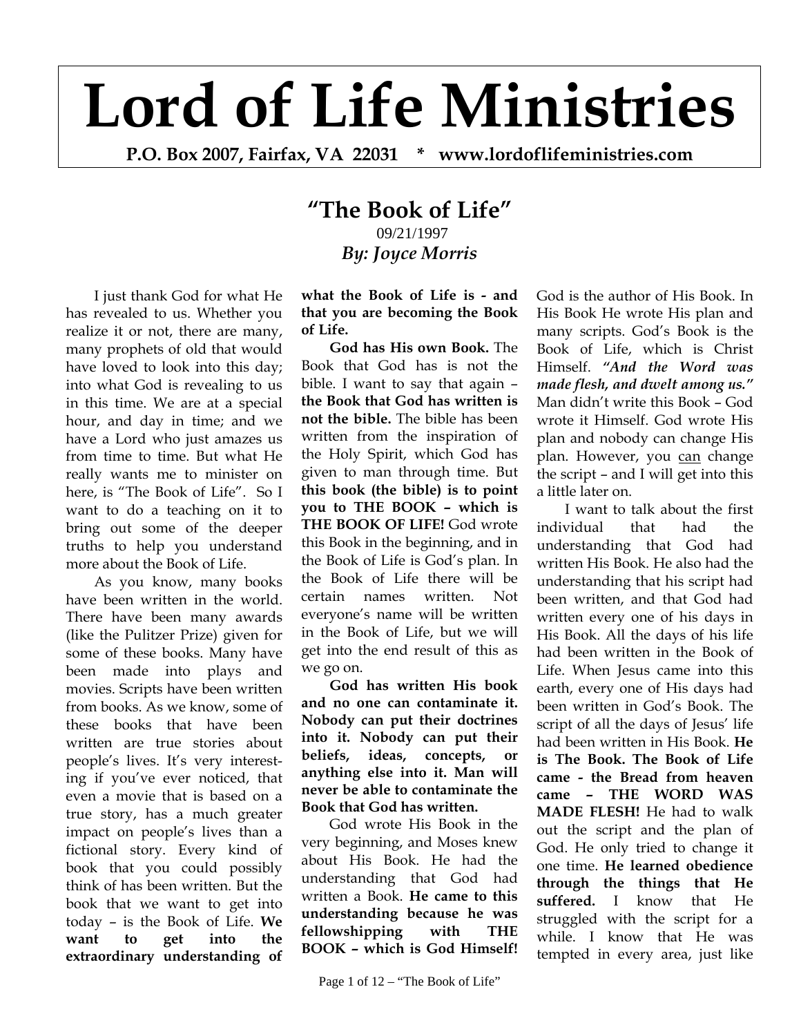# Lord of Life Ministries

**P.O. Box 2007, Fairfax, VA 22031 * www.lordoflifeministries.com**

## "The Book of Life"

09/21/1997

***By: Joyce Morris***

I just thank God for what He has revealed to us. Whether you realize it or not, there are many, many prophets of old that would have loved to look into this day; into what God is revealing to us in this time. We are at a special hour, and day in time; and we have a Lord who just amazes us from time to time. But what He really wants me to minister on here, is "The Book of Life". So I want to do a teaching on it to bring out some of the deeper truths to help you understand more about the Book of Life.

As you know, many books have been written in the world. There have been many awards (like the Pulitzer Prize) given for some of these books. Many have been made into plays and movies. Scripts have been written from books. As we know, some of these books that have been written are true stories about people's lives. It's very interesting if you've ever noticed, that even a movie that is based on a true story, has a much greater impact on people's lives than a fictional story. Every kind of book that you could possibly think of has been written. But the book that we want to get into today – is the Book of Life. **We want to get into the extraordinary understanding of what the Book of Life is - and that you are becoming the Book of Life.**

**God has His own Book.** The Book that God has is not the bible. I want to say that again – **the Book that God has written is not the bible.** The bible has been written from the inspiration of the Holy Spirit, which God has given to man through time. But **this book (the bible) is to point you to THE BOOK – which is THE BOOK OF LIFE!** God wrote this Book in the beginning, and in the Book of Life is God's plan. In the Book of Life there will be certain names written. Not everyone's name will be written in the Book of Life, but we will get into the end result of this as we go on.

**God has written His book and no one can contaminate it. Nobody can put their doctrines into it. Nobody can put their beliefs, ideas, concepts, or anything else into it. Man will never be able to contaminate the Book that God has written.**

God wrote His Book in the very beginning, and Moses knew about His Book. He had the understanding that God had written a Book. **He came to this understanding because he was fellowshipping with THE BOOK – which is God Himself!** God is the author of His Book. In His Book He wrote His plan and many scripts. God's Book is the Book of Life, which is Christ Himself. ***"And the Word was made flesh, and dwelt among us."*** Man didn't write this Book – God wrote it Himself. God wrote His plan and nobody can change His plan. However, you <u>can</u> change the script – and I will get into this a little later on.

I want to talk about the first individual that had the understanding that God had written His Book. He also had the understanding that his script had been written, and that God had written every one of his days in His Book. All the days of his life had been written in the Book of Life. When Jesus came into this earth, every one of His days had been written in God's Book. The script of all the days of Jesus' life had been written in His Book. **He is The Book. The Book of Life came - the Bread from heaven came – THE WORD WAS MADE FLESH!** He had to walk out the script and the plan of God. He only tried to change it one time. **He learned obedience through the things that He suffered.** I know that He struggled with the script for a while. I know that He was tempted in every area, just like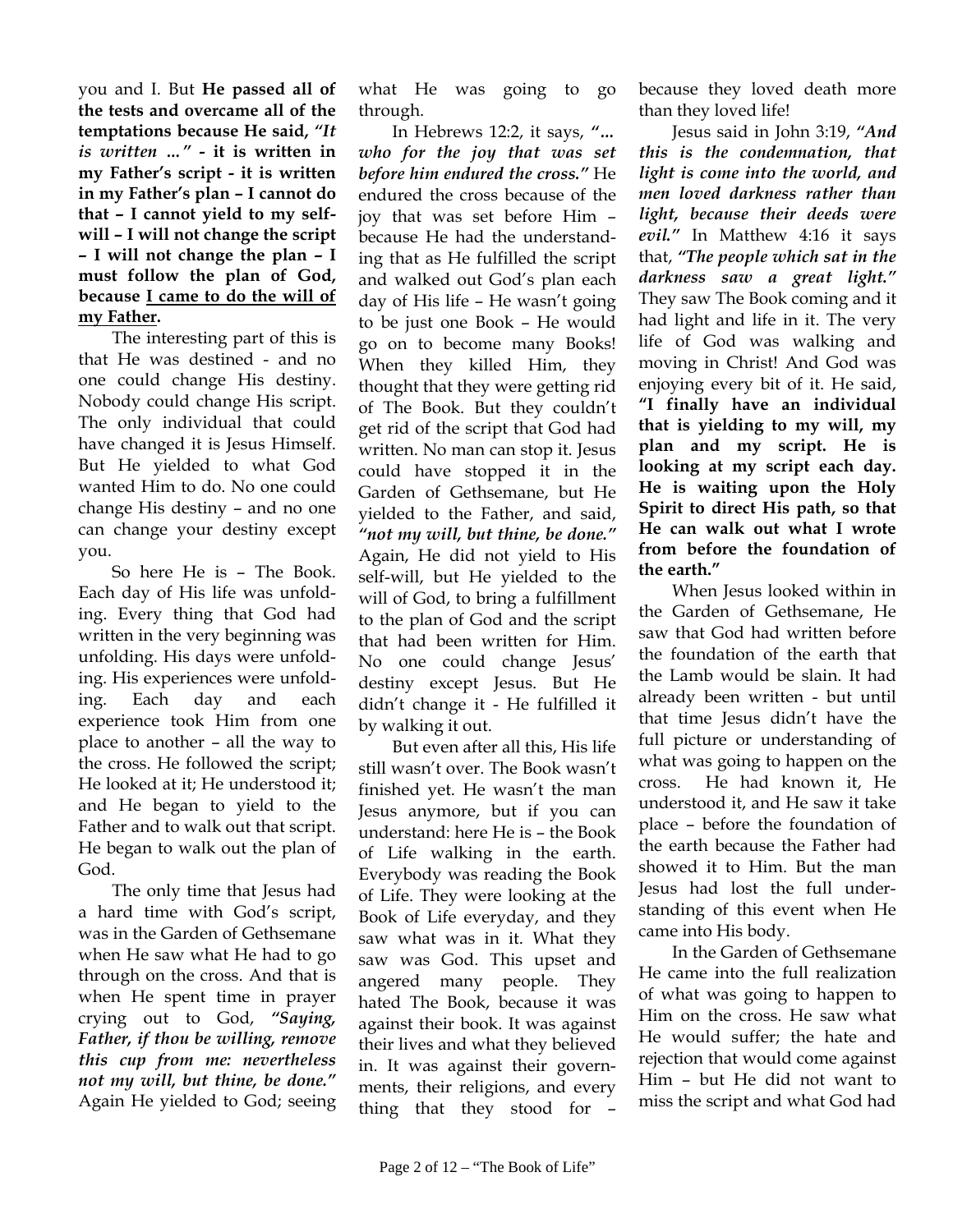you and I. But **He passed all of the tests and overcame all of the temptations because He said, *"It is written ..."* - it is written in my Father's script - it is written in my Father's plan – I cannot do that – I cannot yield to my self-will – I will not change the script – I will not change the plan – I must follow the plan of God, because <u>I came to do the will of my Father</u>.**

The interesting part of this is that He was destined - and no one could change His destiny. Nobody could change His script. The only individual that could have changed it is Jesus Himself. But He yielded to what God wanted Him to do. No one could change His destiny – and no one can change your destiny except you.

So here He is – The Book. Each day of His life was unfolding. Every thing that God had written in the very beginning was unfolding. His days were unfolding. His experiences were unfolding. Each day and each experience took Him from one place to another – all the way to the cross. He followed the script; He looked at it; He understood it; and He began to yield to the Father and to walk out that script. He began to walk out the plan of God.

The only time that Jesus had a hard time with God's script, was in the Garden of Gethsemane when He saw what He had to go through on the cross. And that is when He spent time in prayer crying out to God, ***"Saying, Father, if thou be willing, remove this cup from me: nevertheless not my will, but thine, be done."*** Again He yielded to God; seeing what He was going to go through.

In Hebrews 12:2, it says, ***"... who for the joy that was set before him endured the cross."*** He endured the cross because of the joy that was set before Him – because He had the understanding that as He fulfilled the script and walked out God's plan each day of His life – He wasn't going to be just one Book – He would go on to become many Books! When they killed Him, they thought that they were getting rid of The Book. But they couldn't get rid of the script that God had written. No man can stop it. Jesus could have stopped it in the Garden of Gethsemane, but He yielded to the Father, and said, ***"not my will, but thine, be done."*** Again, He did not yield to His self-will, but He yielded to the will of God, to bring a fulfillment to the plan of God and the script that had been written for Him. No one could change Jesus' destiny except Jesus. But He didn't change it - He fulfilled it by walking it out.

But even after all this, His life still wasn't over. The Book wasn't finished yet. He wasn't the man Jesus anymore, but if you can understand: here He is – the Book of Life walking in the earth. Everybody was reading the Book of Life. They were looking at the Book of Life everyday, and they saw what was in it. What they saw was God. This upset and angered many people. They hated The Book, because it was against their book. It was against their lives and what they believed in. It was against their governments, their religions, and every thing that they stood for – because they loved death more than they loved life!

Jesus said in John 3:19, ***"And this is the condemnation, that light is come into the world, and men loved darkness rather than light, because their deeds were evil."*** In Matthew 4:16 it says that, ***"The people which sat in the darkness saw a great light."*** They saw The Book coming and it had light and life in it. The very life of God was walking and moving in Christ! And God was enjoying every bit of it. He said, **"I finally have an individual that is yielding to my will, my plan and my script. He is looking at my script each day. He is waiting upon the Holy Spirit to direct His path, so that He can walk out what I wrote from before the foundation of the earth."**

When Jesus looked within in the Garden of Gethsemane, He saw that God had written before the foundation of the earth that the Lamb would be slain. It had already been written - but until that time Jesus didn't have the full picture or understanding of what was going to happen on the cross. He had known it, He understood it, and He saw it take place – before the foundation of the earth because the Father had showed it to Him. But the man Jesus had lost the full understanding of this event when He came into His body.

In the Garden of Gethsemane He came into the full realization of what was going to happen to Him on the cross. He saw what He would suffer; the hate and rejection that would come against Him – but He did not want to miss the script and what God had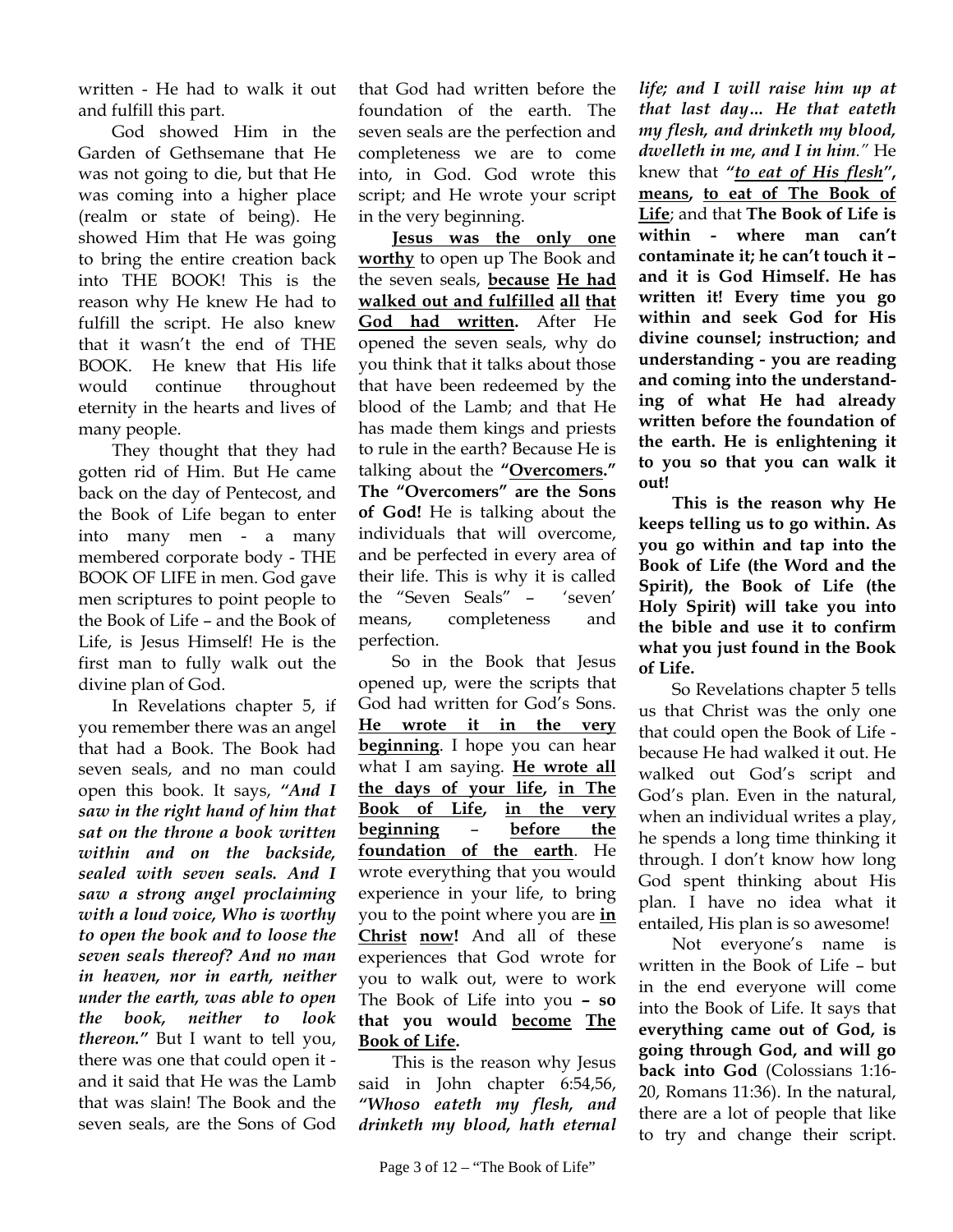written - He had to walk it out and fulfill this part.

God showed Him in the Garden of Gethsemane that He was not going to die, but that He was coming into a higher place (realm or state of being). He showed Him that He was going to bring the entire creation back into THE BOOK! This is the reason why He knew He had to fulfill the script. He also knew that it wasn't the end of THE BOOK. He knew that His life would continue throughout eternity in the hearts and lives of many people.

They thought that they had gotten rid of Him. But He came back on the day of Pentecost, and the Book of Life began to enter into many men - a many membered corporate body - THE BOOK OF LIFE in men. God gave men scriptures to point people to the Book of Life – and the Book of Life, is Jesus Himself! He is the first man to fully walk out the divine plan of God.

In Revelations chapter 5, if you remember there was an angel that had a Book. The Book had seven seals, and no man could open this book. It says, ***"And I saw in the right hand of him that sat on the throne a book written within and on the backside, sealed with seven seals. And I saw a strong angel proclaiming with a loud voice, Who is worthy to open the book and to loose the seven seals thereof? And no man in heaven, nor in earth, neither under the earth, was able to open the book, neither to look thereon."*** But I want to tell you, there was one that could open it - and it said that He was the Lamb that was slain! The Book and the seven seals, are the Sons of God that God had written before the foundation of the earth. The seven seals are the perfection and completeness we are to come into, in God. God wrote this script; and He wrote your script in the very beginning.

**Jesus was the only one worthy** to open up The Book and the seven seals, **because He had walked out and fulfilled all that God had written.** After He opened the seven seals, why do you think that it talks about those that have been redeemed by the blood of the Lamb; and that He has made them kings and priests to rule in the earth? Because He is talking about the **"Overcomers." The "Overcomers" are the Sons of God!** He is talking about the individuals that will overcome, and be perfected in every area of their life. This is why it is called the "Seven Seals" – 'seven' means, completeness and perfection.

So in the Book that Jesus opened up, were the scripts that God had written for God's Sons. **He wrote it in the very beginning**. I hope you can hear what I am saying. **He wrote all the days of your life, in The Book of Life, in the very beginning** – **before the foundation of the earth**. He wrote everything that you would experience in your life, to bring you to the point where you are **in Christ now!** And all of these experiences that God wrote for you to walk out, were to work The Book of Life into you **– so that you would become The Book of Life.**

This is the reason why Jesus said in John chapter 6:54,56, ***"Whoso eateth my flesh, and drinketh my blood, hath eternal life; and I will raise him up at that last day… He that eateth my flesh, and drinketh my blood, dwelleth in me, and I in him."*** He knew that ***"to eat of His flesh"***, **means, to eat of The Book of Life**; and that **The Book of Life is within - where man can't contaminate it; he can't touch it – and it is God Himself. He has written it! Every time you go within and seek God for His divine counsel; instruction; and understanding - you are reading and coming into the understanding of what He had already written before the foundation of the earth. He is enlightening it to you so that you can walk it out!**

**This is the reason why He keeps telling us to go within. As you go within and tap into the Book of Life (the Word and the Spirit), the Book of Life (the Holy Spirit) will take you into the bible and use it to confirm what you just found in the Book of Life.**

So Revelations chapter 5 tells us that Christ was the only one that could open the Book of Life - because He had walked it out. He walked out God's script and God's plan. Even in the natural, when an individual writes a play, he spends a long time thinking it through. I don't know how long God spent thinking about His plan. I have no idea what it entailed, His plan is so awesome!

Not everyone's name is written in the Book of Life – but in the end everyone will come into the Book of Life. It says that **everything came out of God, is going through God, and will go back into God** (Colossians 1:16-20, Romans 11:36). In the natural, there are a lot of people that like to try and change their script.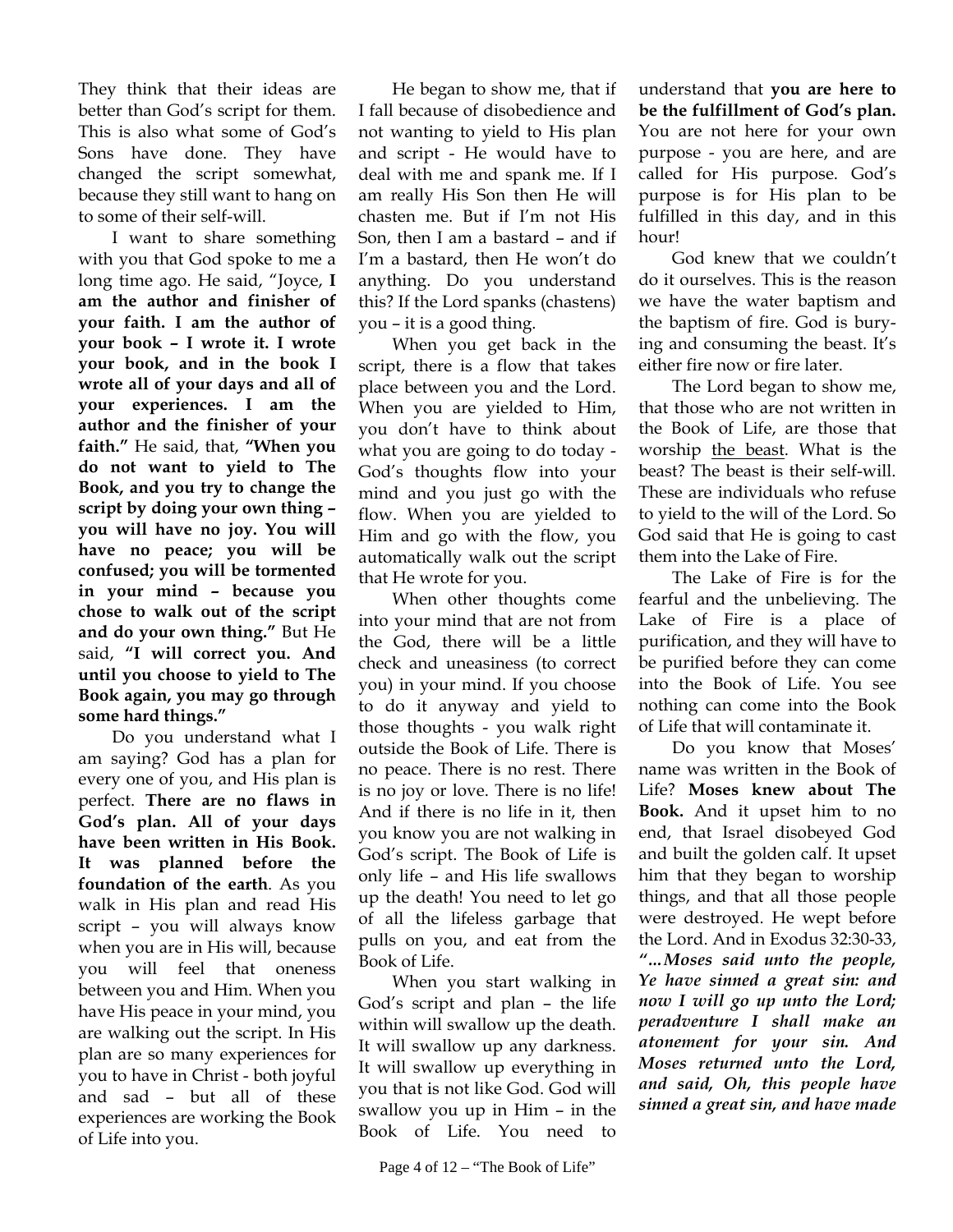They think that their ideas are better than God's script for them. This is also what some of God's Sons have done. They have changed the script somewhat, because they still want to hang on to some of their self-will.

I want to share something with you that God spoke to me a long time ago. He said, "Joyce, **I am the author and finisher of your faith. I am the author of your book – I wrote it. I wrote your book, and in the book I wrote all of your days and all of your experiences. I am the author and the finisher of your faith."** He said, that, **"When you do not want to yield to The Book, and you try to change the script by doing your own thing – you will have no joy. You will have no peace; you will be confused; you will be tormented in your mind – because you chose to walk out of the script and do your own thing."** But He said, **"I will correct you. And until you choose to yield to The Book again, you may go through some hard things."**

Do you understand what I am saying? God has a plan for every one of you, and His plan is perfect. **There are no flaws in God's plan. All of your days have been written in His Book. It was planned before the foundation of the earth**. As you walk in His plan and read His script – you will always know when you are in His will, because you will feel that oneness between you and Him. When you have His peace in your mind, you are walking out the script. In His plan are so many experiences for you to have in Christ - both joyful and sad – but all of these experiences are working the Book of Life into you.

He began to show me, that if I fall because of disobedience and not wanting to yield to His plan and script - He would have to deal with me and spank me. If I am really His Son then He will chasten me. But if I'm not His Son, then I am a bastard – and if I'm a bastard, then He won't do anything. Do you understand this? If the Lord spanks (chastens) you – it is a good thing.

When you get back in the script, there is a flow that takes place between you and the Lord. When you are yielded to Him, you don't have to think about what you are going to do today - God's thoughts flow into your mind and you just go with the flow. When you are yielded to Him and go with the flow, you automatically walk out the script that He wrote for you.

When other thoughts come into your mind that are not from the God, there will be a little check and uneasiness (to correct you) in your mind. If you choose to do it anyway and yield to those thoughts - you walk right outside the Book of Life. There is no peace. There is no rest. There is no joy or love. There is no life! And if there is no life in it, then you know you are not walking in God's script. The Book of Life is only life – and His life swallows up the death! You need to let go of all the lifeless garbage that pulls on you, and eat from the Book of Life.

When you start walking in God's script and plan – the life within will swallow up the death. It will swallow up any darkness. It will swallow up everything in you that is not like God. God will swallow you up in Him – in the Book of Life. You need to understand that **you are here to be the fulfillment of God's plan.** You are not here for your own purpose - you are here, and are called for His purpose. God's purpose is for His plan to be fulfilled in this day, and in this hour!

God knew that we couldn't do it ourselves. This is the reason we have the water baptism and the baptism of fire. God is burying and consuming the beast. It's either fire now or fire later.

The Lord began to show me, that those who are not written in the Book of Life, are those that worship <u>the beast</u>. What is the beast? The beast is their self-will. These are individuals who refuse to yield to the will of the Lord. So God said that He is going to cast them into the Lake of Fire.

The Lake of Fire is for the fearful and the unbelieving. The Lake of Fire is a place of purification, and they will have to be purified before they can come into the Book of Life. You see nothing can come into the Book of Life that will contaminate it.

Do you know that Moses' name was written in the Book of Life? **Moses knew about The Book.** And it upset him to no end, that Israel disobeyed God and built the golden calf. It upset him that they began to worship things, and that all those people were destroyed. He wept before the Lord. And in Exodus 32:30-33, ***"…Moses said unto the people, Ye have sinned a great sin: and now I will go up unto the Lord; peradventure I shall make an atonement for your sin. And Moses returned unto the Lord, and said, Oh, this people have sinned a great sin, and have made***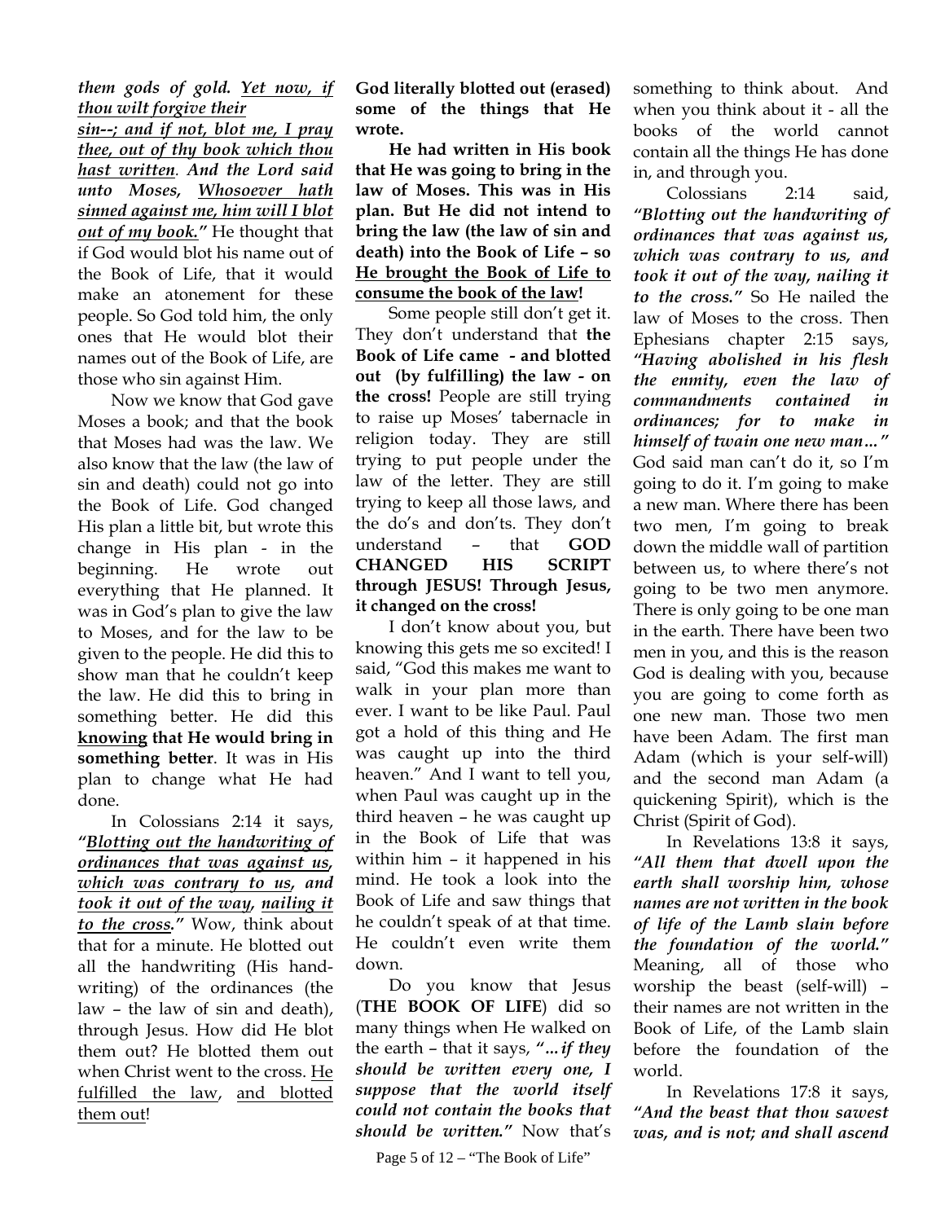*them gods of gold.* *Yet now, if thou wilt forgive their sin--; and if not, blot me, I pray thee, out of thy book which thou hast written. And the Lord said unto Moses, Whosoever hath sinned against me, him will I blot out of my book."* He thought that if God would blot his name out of the Book of Life, that it would make an atonement for these people. So God told him, the only ones that He would blot their names out of the Book of Life, are those who sin against Him.

Now we know that God gave Moses a book; and that the book that Moses had was the law. We also know that the law (the law of sin and death) could not go into the Book of Life. God changed His plan a little bit, but wrote this change in His plan - in the beginning. He wrote out everything that He planned. It was in God's plan to give the law to Moses, and for the law to be given to the people. He did this to show man that he couldn't keep the law. He did this to bring in something better. He did this **knowing that He would bring in something better**. It was in His plan to change what He had done.

In Colossians 2:14 it says, ***"Blotting out the handwriting of ordinances that was against us, which was contrary to us, and took it out of the way, nailing it to the cross."*** Wow, think about that for a minute. He blotted out all the handwriting (His handwriting) of the ordinances (the law – the law of sin and death), through Jesus. How did He blot them out? He blotted them out when Christ went to the cross. He fulfilled the law, and blotted them out!

**God literally blotted out (erased) some of the things that He wrote.**

**He had written in His book that He was going to bring in the law of Moses. This was in His plan. But He did not intend to bring the law (the law of sin and death) into the Book of Life – so He brought the Book of Life to consume the book of the law!**

Some people still don't get it. They don't understand that **the Book of Life came - and blotted out (by fulfilling) the law - on the cross!** People are still trying to raise up Moses' tabernacle in religion today. They are still trying to put people under the law of the letter. They are still trying to keep all those laws, and the do's and don'ts. They don't understand – that **GOD CHANGED HIS SCRIPT through JESUS! Through Jesus, it changed on the cross!**

I don't know about you, but knowing this gets me so excited! I said, "God this makes me want to walk in your plan more than ever. I want to be like Paul. Paul got a hold of this thing and He was caught up into the third heaven." And I want to tell you, when Paul was caught up in the third heaven – he was caught up in the Book of Life that was within him – it happened in his mind. He took a look into the Book of Life and saw things that he couldn't speak of at that time. He couldn't even write them down.

Do you know that Jesus (**THE BOOK OF LIFE**) did so many things when He walked on the earth – that it says, ***"...if they should be written every one, I suppose that the world itself could not contain the books that should be written."*** Now that's something to think about. And when you think about it - all the books of the world cannot contain all the things He has done in, and through you.

Colossians 2:14 said, ***"Blotting out the handwriting of ordinances that was against us, which was contrary to us, and took it out of the way, nailing it to the cross."*** So He nailed the law of Moses to the cross. Then Ephesians chapter 2:15 says, ***"Having abolished in his flesh the enmity, even the law of commandments contained in ordinances; for to make in himself of twain one new man..."*** God said man can't do it, so I'm going to do it. I'm going to make a new man. Where there has been two men, I'm going to break down the middle wall of partition between us, to where there's not going to be two men anymore. There is only going to be one man in the earth. There have been two men in you, and this is the reason God is dealing with you, because you are going to come forth as one new man. Those two men have been Adam. The first man Adam (which is your self-will) and the second man Adam (a quickening Spirit), which is the Christ (Spirit of God).

In Revelations 13:8 it says, ***"All them that dwell upon the earth shall worship him, whose names are not written in the book of life of the Lamb slain before the foundation of the world."*** Meaning, all of those who worship the beast (self-will) – their names are not written in the Book of Life, of the Lamb slain before the foundation of the world.

In Revelations 17:8 it says, ***"And the beast that thou sawest was, and is not; and shall ascend***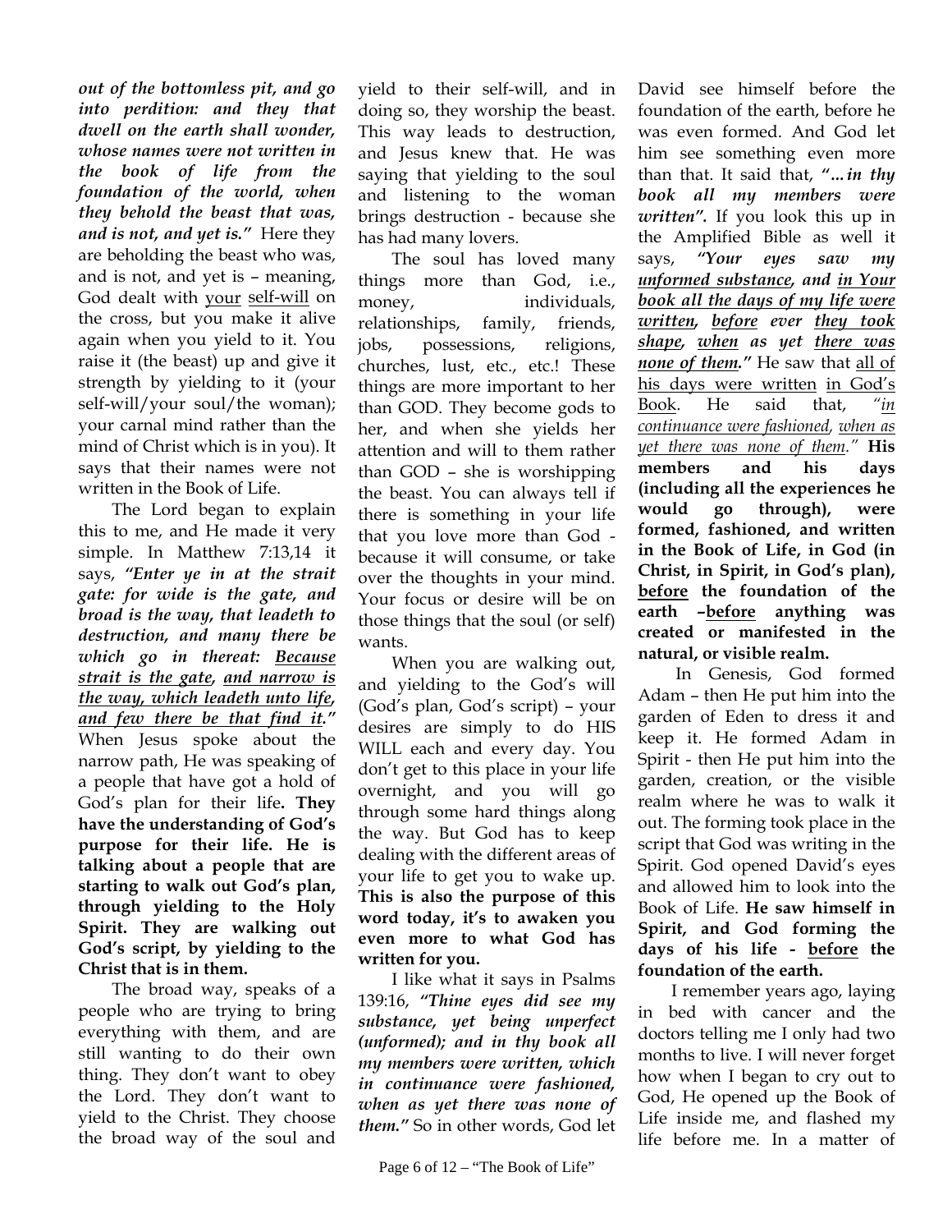***out of the bottomless pit, and go into perdition: and they that dwell on the earth shall wonder, whose names were not written in the book of life from the foundation of the world, when they behold the beast that was, and is not, and yet is."*** Here they are beholding the beast who was, and is not, and yet is – meaning, God dealt with <u>your</u> <u>self-will</u> on the cross, but you make it alive again when you yield to it. You raise it (the beast) up and give it strength by yielding to it (your self-will/your soul/the woman); your carnal mind rather than the mind of Christ which is in you). It says that their names were not written in the Book of Life.

The Lord began to explain this to me, and He made it very simple. In Matthew 7:13,14 it says, ***"Enter ye in at the strait gate: for wide is the gate, and broad is the way, that leadeth to destruction, and many there be which go in thereat: <u>Because strait is the gate</u>, <u>and narrow is the way, which leadeth unto life</u>, <u>and few there be that find it</u>."*** When Jesus spoke about the narrow path, He was speaking of a people that have got a hold of God's plan for their life**. They have the understanding of God's purpose for their life. He is talking about a people that are starting to walk out God's plan, through yielding to the Holy Spirit. They are walking out God's script, by yielding to the Christ that is in them.**

The broad way, speaks of a people who are trying to bring everything with them, and are still wanting to do their own thing. They don't want to obey the Lord. They don't want to yield to the Christ. They choose the broad way of the soul and yield to their self-will, and in doing so, they worship the beast. This way leads to destruction, and Jesus knew that. He was saying that yielding to the soul and listening to the woman brings destruction - because she has had many lovers.

The soul has loved many things more than God, i.e., money, individuals, relationships, family, friends, jobs, possessions, religions, churches, lust, etc., etc.! These things are more important to her than GOD. They become gods to her, and when she yields her attention and will to them rather than GOD – she is worshipping the beast. You can always tell if there is something in your life that you love more than God - because it will consume, or take over the thoughts in your mind. Your focus or desire will be on those things that the soul (or self) wants.

When you are walking out, and yielding to the God's will (God's plan, God's script) – your desires are simply to do HIS WILL each and every day. You don't get to this place in your life overnight, and you will go through some hard things along the way. But God has to keep dealing with the different areas of your life to get you to wake up. **This is also the purpose of this word today, it's to awaken you even more to what God has written for you.**

I like what it says in Psalms 139:16, ***"Thine eyes did see my substance, yet being unperfect (unformed); and in thy book all my members were written, which in continuance were fashioned, when as yet there was none of them."*** So in other words, God let David see himself before the foundation of the earth, before he was even formed. And God let him see something even more than that. It said that, ***"...in thy book all my members were written".*** If you look this up in the Amplified Bible as well it says, ***"Your eyes saw my <u>unformed substance</u>, and <u>in Your book all the days of my life were written</u>, <u>before</u> ever <u>they took shape</u>, <u>when</u> as yet <u>there was none of them</u>."*** He saw that <u>all of his days were written</u> <u>in God's Book</u>. He said that, *"<u>in continuance were fashioned</u>, <u>when as yet there was none of them</u>."* **His members and his days (including all the experiences he would go through), were formed, fashioned, and written in the Book of Life, in God (in Christ, in Spirit, in God's plan), <u>before</u> the foundation of the earth –<u>before</u> anything was created or manifested in the natural, or visible realm.**

In Genesis, God formed Adam – then He put him into the garden of Eden to dress it and keep it. He formed Adam in Spirit - then He put him into the garden, creation, or the visible realm where he was to walk it out. The forming took place in the script that God was writing in the Spirit. God opened David's eyes and allowed him to look into the Book of Life. **He saw himself in Spirit, and God forming the days of his life - <u>before</u> the foundation of the earth.**

I remember years ago, laying in bed with cancer and the doctors telling me I only had two months to live. I will never forget how when I began to cry out to God, He opened up the Book of Life inside me, and flashed my life before me. In a matter of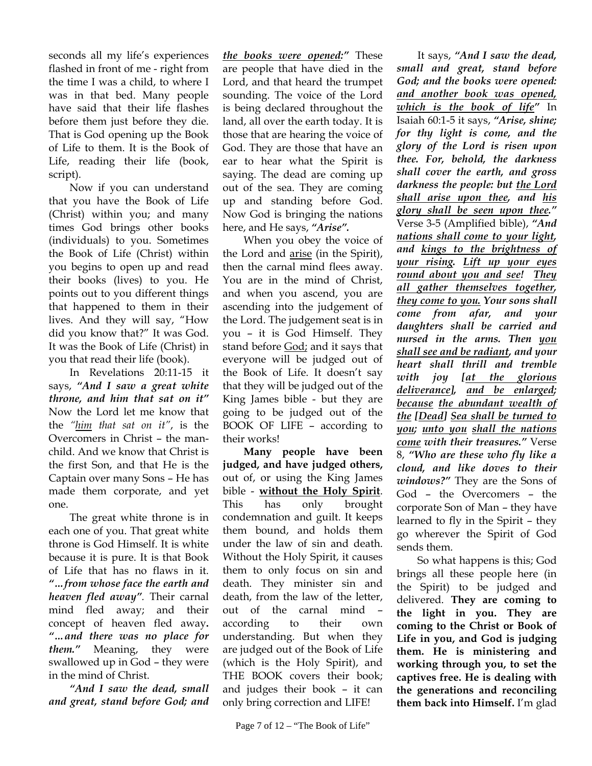seconds all my life's experiences flashed in front of me - right from the time I was a child, to where I was in that bed. Many people have said that their life flashes before them just before they die. That is God opening up the Book of Life to them. It is the Book of Life, reading their life (book, script).

Now if you can understand that you have the Book of Life (Christ) within you; and many times God brings other books (individuals) to you. Sometimes the Book of Life (Christ) within you begins to open up and read their books (lives) to you. He points out to you different things that happened to them in their lives. And they will say, "How did you know that?" It was God. It was the Book of Life (Christ) in you that read their life (book).

In Revelations 20:11-15 it says, ***"And I saw a great white throne, and him that sat on it"*** Now the Lord let me know that the *"him that sat on it"*, is the Overcomers in Christ – the man-child. And we know that Christ is the first Son, and that He is the Captain over many Sons – He has made them corporate, and yet one.

The great white throne is in each one of you. That great white throne is God Himself. It is white because it is pure. It is that Book of Life that has no flaws in it. ***"…from whose face the earth and heaven fled away"***. Their carnal mind fled away; and their concept of heaven fled away**.** ***"…and there was no place for them."*** Meaning, they were swallowed up in God – they were in the mind of Christ.

***"And I saw the dead, small and great, stand before God; and the books were opened:"*** These are people that have died in the Lord, and that heard the trumpet sounding. The voice of the Lord is being declared throughout the land, all over the earth today. It is those that are hearing the voice of God. They are those that have an ear to hear what the Spirit is saying. The dead are coming up out of the sea. They are coming up and standing before God. Now God is bringing the nations here, and He says, ***"Arise".***

When you obey the voice of the Lord and arise (in the Spirit), then the carnal mind flees away. You are in the mind of Christ, and when you ascend, you are ascending into the judgement of the Lord. The judgement seat is in you – it is God Himself. They stand before God; and it says that everyone will be judged out of the Book of Life. It doesn't say that they will be judged out of the King James bible - but they are going to be judged out of the BOOK OF LIFE – according to their works!

**Many people have been judged, and have judged others,** out of, or using the King James bible - **without the Holy Spirit**. This has only brought condemnation and guilt. It keeps them bound, and holds them under the law of sin and death. Without the Holy Spirit, it causes them to only focus on sin and death. They minister sin and death, from the law of the letter, out of the carnal mind – according to their own understanding. But when they are judged out of the Book of Life (which is the Holy Spirit), and THE BOOK covers their book; and judges their book – it can only bring correction and LIFE!

It says, ***"And I saw the dead, small and great, stand before God; and the books were opened: and another book was opened, which is the book of life"*** In Isaiah 60:1-5 it says, ***"Arise, shine; for thy light is come, and the glory of the Lord is risen upon thee. For, behold, the darkness shall cover the earth, and gross darkness the people: but the Lord shall arise upon thee, and his glory shall be seen upon thee."*** Verse 3-5 (Amplified bible), ***"And nations shall come to your light, and kings to the brightness of your rising. Lift up your eyes round about you and see! They all gather themselves together, they come to you. Your sons shall come from afar, and your daughters shall be carried and nursed in the arms. Then you shall see and be radiant, and your heart shall thrill and tremble with joy [at the glorious deliverance], and be enlarged; because the abundant wealth of the [Dead] Sea shall be turned to you; unto you shall the nations come with their treasures."*** Verse 8, ***"Who are these who fly like a cloud, and like doves to their windows?"*** They are the Sons of God – the Overcomers – the corporate Son of Man – they have learned to fly in the Spirit – they go wherever the Spirit of God sends them.

So what happens is this; God brings all these people here (in the Spirit) to be judged and delivered. **They are coming to the light in you. They are coming to the Christ or Book of Life in you, and God is judging them. He is ministering and working through you, to set the captives free. He is dealing with the generations and reconciling them back into Himself.** I'm glad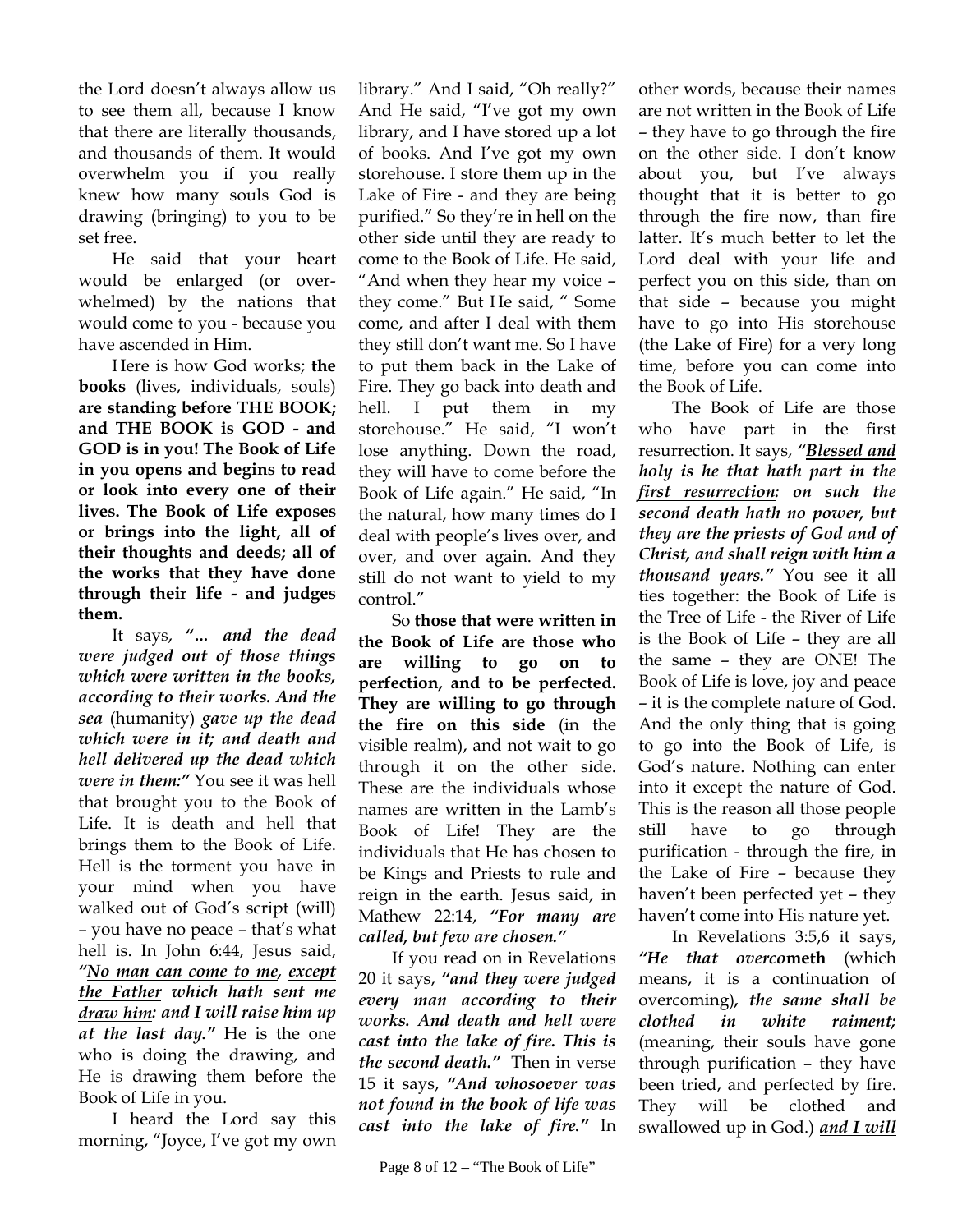the Lord doesn't always allow us to see them all, because I know that there are literally thousands, and thousands of them. It would overwhelm you if you really knew how many souls God is drawing (bringing) to you to be set free.

He said that your heart would be enlarged (or overwhelmed) by the nations that would come to you - because you have ascended in Him.

Here is how God works; **the books** (lives, individuals, souls) **are standing before THE BOOK; and THE BOOK is GOD - and GOD is in you! The Book of Life in you opens and begins to read or look into every one of their lives. The Book of Life exposes or brings into the light, all of their thoughts and deeds; all of the works that they have done through their life - and judges them.**

It says, ***"... and the dead were judged out of those things which were written in the books, according to their works. And the sea*** (humanity) ***gave up the dead which were in it; and death and hell delivered up the dead which were in them:"*** You see it was hell that brought you to the Book of Life. It is death and hell that brings them to the Book of Life. Hell is the torment you have in your mind when you have walked out of God's script (will) – you have no peace – that's what hell is. In John 6:44, Jesus said, ***"<u>No man can come to me</u>, <u>except the Father</u> which hath sent me <u>draw him</u>: and I will raise him up at the last day."*** He is the one who is doing the drawing, and He is drawing them before the Book of Life in you.

I heard the Lord say this morning, "Joyce, I've got my own library." And I said, "Oh really?" And He said, "I've got my own library, and I have stored up a lot of books. And I've got my own storehouse. I store them up in the Lake of Fire - and they are being purified." So they're in hell on the other side until they are ready to come to the Book of Life. He said, "And when they hear my voice – they come." But He said, " Some come, and after I deal with them they still don't want me. So I have to put them back in the Lake of Fire. They go back into death and hell. I put them in my storehouse." He said, "I won't lose anything. Down the road, they will have to come before the Book of Life again." He said, "In the natural, how many times do I deal with people's lives over, and over, and over again. And they still do not want to yield to my control."

So **those that were written in the Book of Life are those who are willing to go on to perfection, and to be perfected. They are willing to go through the fire on this side** (in the visible realm), and not wait to go through it on the other side. These are the individuals whose names are written in the Lamb's Book of Life! They are the individuals that He has chosen to be Kings and Priests to rule and reign in the earth. Jesus said, in Mathew 22:14, ***"For many are called, but few are chosen."***

If you read on in Revelations 20 it says, ***"and they were judged every man according to their works. And death and hell were cast into the lake of fire. This is the second death."*** Then in verse 15 it says, ***"And whosoever was not found in the book of life was cast into the lake of fire."*** In other words, because their names are not written in the Book of Life – they have to go through the fire on the other side. I don't know about you, but I've always thought that it is better to go through the fire now, than fire latter. It's much better to let the Lord deal with your life and perfect you on this side, than on that side – because you might have to go into His storehouse (the Lake of Fire) for a very long time, before you can come into the Book of Life.

The Book of Life are those who have part in the first resurrection. It says, ***"<u>Blessed and holy is he that hath part in the first resurrection</u>: on such the second death hath no power, but they are the priests of God and of Christ, and shall reign with him a thousand years."*** You see it all ties together: the Book of Life is the Tree of Life - the River of Life is the Book of Life – they are all the same – they are ONE! The Book of Life is love, joy and peace – it is the complete nature of God. And the only thing that is going to go into the Book of Life, is God's nature. Nothing can enter into it except the nature of God. This is the reason all those people still have to go through purification - through the fire, in the Lake of Fire – because they haven't been perfected yet – they haven't come into His nature yet.

In Revelations 3:5,6 it says, ***"He that overcometh*** (which means, it is a continuation of overcoming)***, the same shall be clothed in white raiment;*** (meaning, their souls have gone through purification – they have been tried, and perfected by fire. They will be clothed and swallowed up in God.) ***<u>and I will</u>***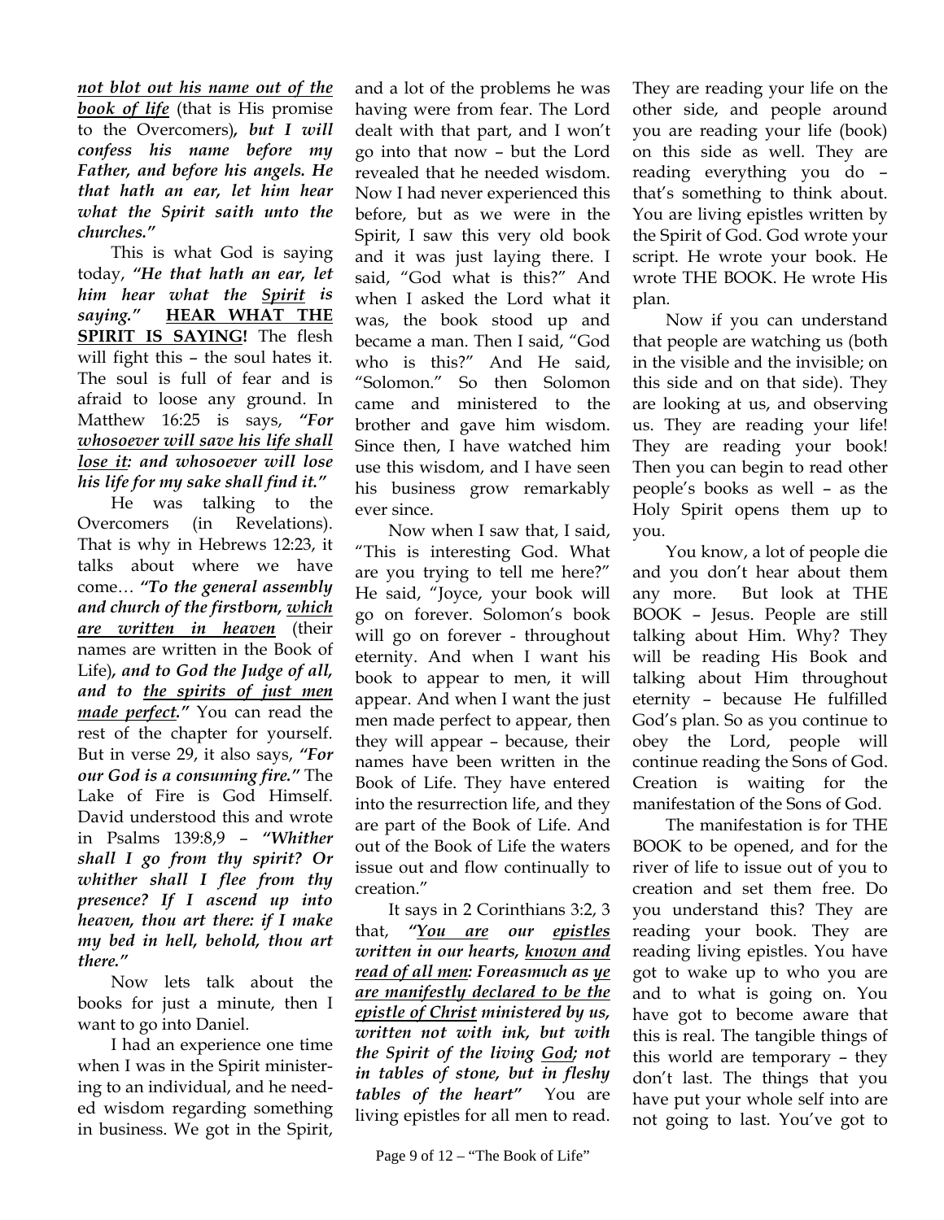***<u>not blot out his name out of the book of life</u>*** (that is His promise to the Overcomers)***, but I will confess his name before my Father, and before his angels. He that hath an ear, let him hear what the Spirit saith unto the churches."***

This is what God is saying today, ***"He that hath an ear, let him hear what the <u>Spirit</u> is saying."*** **<u>HEAR WHAT THE SPIRIT IS SAYING!</u>** The flesh will fight this – the soul hates it. The soul is full of fear and is afraid to loose any ground. In Matthew 16:25 is says, ***"For <u>whosoever will save his life shall lose it</u>: and whosoever will lose his life for my sake shall find it."***

He was talking to the Overcomers (in Revelations). That is why in Hebrews 12:23, it talks about where we have come… ***"To the general assembly and church of the firstborn, <u>which are written in heaven</u>*** (their names are written in the Book of Life)***, and to God the Judge of all, and to <u>the spirits of just men made perfect</u>."*** You can read the rest of the chapter for yourself. But in verse 29, it also says, ***"For our God is a consuming fire."*** The Lake of Fire is God Himself. David understood this and wrote in Psalms 139:8,9 – ***"Whither shall I go from thy spirit? Or whither shall I flee from thy presence? If I ascend up into heaven, thou art there: if I make my bed in hell, behold, thou art there."***

Now lets talk about the books for just a minute, then I want to go into Daniel.

I had an experience one time when I was in the Spirit ministering to an individual, and he needed wisdom regarding something in business. We got in the Spirit, and a lot of the problems he was having were from fear. The Lord dealt with that part, and I won't go into that now – but the Lord revealed that he needed wisdom. Now I had never experienced this before, but as we were in the Spirit, I saw this very old book and it was just laying there. I said, "God what is this?" And when I asked the Lord what it was, the book stood up and became a man. Then I said, "God who is this?" And He said, "Solomon." So then Solomon came and ministered to the brother and gave him wisdom. Since then, I have watched him use this wisdom, and I have seen his business grow remarkably ever since.

Now when I saw that, I said, "This is interesting God. What are you trying to tell me here?" He said, "Joyce, your book will go on forever. Solomon's book will go on forever - throughout eternity. And when I want his book to appear to men, it will appear. And when I want the just men made perfect to appear, then they will appear – because, their names have been written in the Book of Life. They have entered into the resurrection life, and they are part of the Book of Life. And out of the Book of Life the waters issue out and flow continually to creation."

It says in 2 Corinthians 3:2, 3 that, ***"<u>You are</u> our <u>epistles</u> written in our hearts, <u>known and read of all men</u>: Foreasmuch as <u>ye are manifestly declared to be the epistle of Christ</u> ministered by us, written not with ink, but with the Spirit of the living <u>God</u>; not in tables of stone, but in fleshy tables of the heart"*** You are living epistles for all men to read. They are reading your life on the other side, and people around you are reading your life (book) on this side as well. They are reading everything you do – that's something to think about. You are living epistles written by the Spirit of God. God wrote your script. He wrote your book. He wrote THE BOOK. He wrote His plan.

Now if you can understand that people are watching us (both in the visible and the invisible; on this side and on that side). They are looking at us, and observing us. They are reading your life! They are reading your book! Then you can begin to read other people's books as well – as the Holy Spirit opens them up to you.

You know, a lot of people die and you don't hear about them any more. But look at THE BOOK – Jesus. People are still talking about Him. Why? They will be reading His Book and talking about Him throughout eternity – because He fulfilled God's plan. So as you continue to obey the Lord, people will continue reading the Sons of God. Creation is waiting for the manifestation of the Sons of God.

The manifestation is for THE BOOK to be opened, and for the river of life to issue out of you to creation and set them free. Do you understand this? They are reading your book. They are reading living epistles. You have got to wake up to who you are and to what is going on. You have got to become aware that this is real. The tangible things of this world are temporary – they don't last. The things that you have put your whole self into are not going to last. You've got to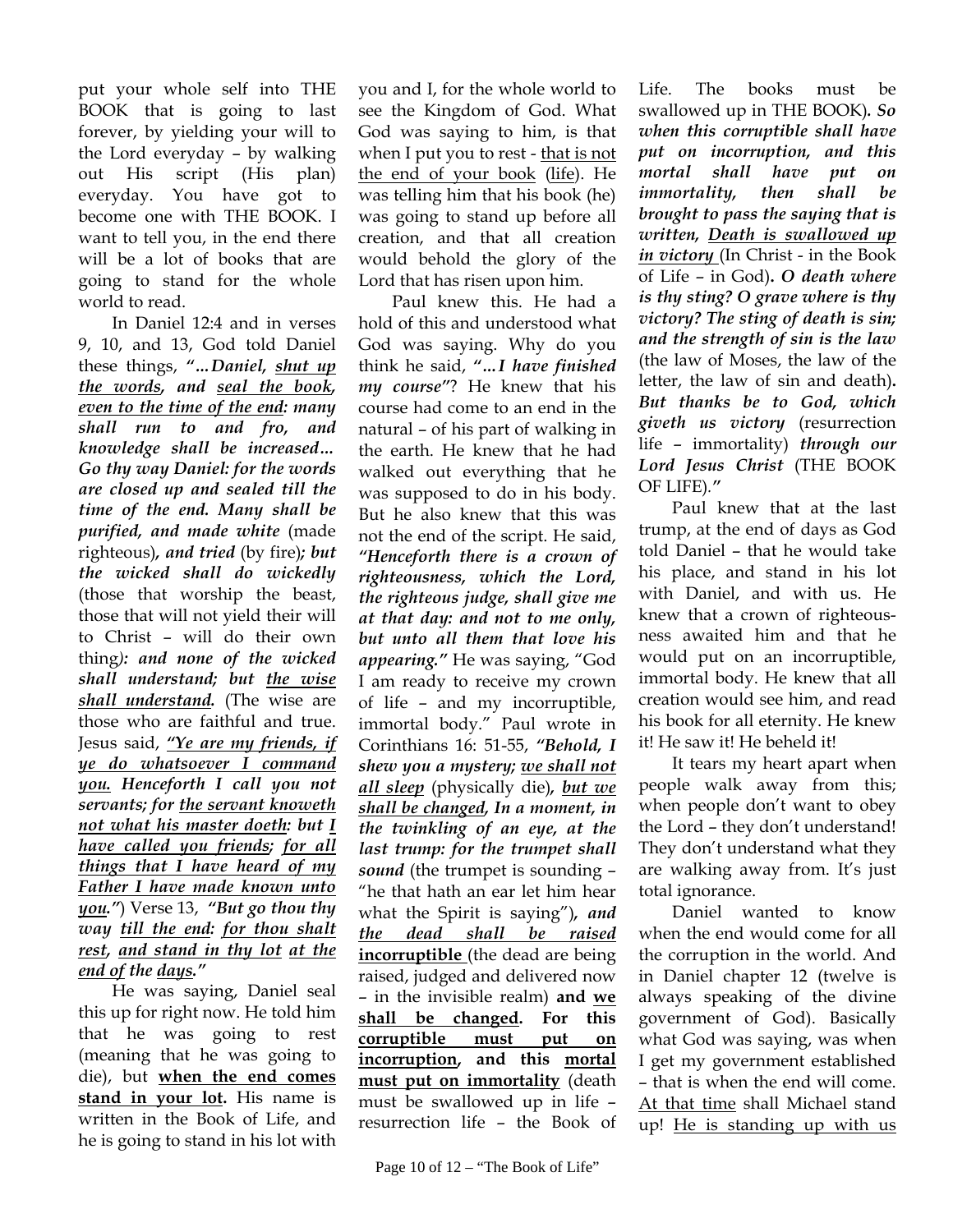put your whole self into THE BOOK that is going to last forever, by yielding your will to the Lord everyday – by walking out His script (His plan) everyday. You have got to become one with THE BOOK. I want to tell you, in the end there will be a lot of books that are going to stand for the whole world to read.

In Daniel 12:4 and in verses 9, 10, and 13, God told Daniel these things, ***"…Daniel, <u>shut up the words</u>, and <u>seal the book</u>, <u>even to the time of the end</u>: many shall run to and fro, and knowledge shall be increased… Go thy way Daniel: for the words are closed up and sealed till the time of the end. Many shall be purified, and made white*** (made righteous)***, and tried*** (by fire)***; but the wicked shall do wickedly*** (those that worship the beast, those that will not yield their will to Christ – will do their own thing)***: and none of the wicked shall understand; but <u>the wise shall understand</u>.*** (The wise are those who are faithful and true. Jesus said, ***<u>"Ye are my friends, if ye do whatsoever I command you.</u> Henceforth I call you not servants; for <u>the servant knoweth not what his master doeth</u>: but <u>I have called you friends</u>; <u>for all things that I have heard of my Father I have made known unto you</u>."***) Verse 13, ***"But go thou thy way <u>till the end</u>: <u>for thou shalt rest</u>, <u>and stand in thy lot</u> <u>at the end of</u> the <u>days</u>."***

He was saying, Daniel seal this up for right now. He told him that he was going to rest (meaning that he was going to die), but **<u>when the end comes stand in your lot</u>.** His name is written in the Book of Life, and he is going to stand in his lot with you and I, for the whole world to see the Kingdom of God. What God was saying to him, is that when I put you to rest - <u>that is not the end of your book</u> (<u>life</u>). He was telling him that his book (he) was going to stand up before all creation, and that all creation would behold the glory of the Lord that has risen upon him.

Paul knew this. He had a hold of this and understood what God was saying. Why do you think he said, ***"…I have finished my course"***? He knew that his course had come to an end in the natural – of his part of walking in the earth. He knew that he had walked out everything that he was supposed to do in his body. But he also knew that this was not the end of the script. He said, ***"Henceforth there is a crown of righteousness, which the Lord, the righteous judge, shall give me at that day: and not to me only, but unto all them that love his appearing."*** He was saying, "God I am ready to receive my crown of life – and my incorruptible, immortal body." Paul wrote in Corinthians 16: 51-55, ***"Behold, I shew you a mystery; <u>we shall not all sleep</u>*** (physically die)***, <u>but we shall be changed</u>, In a moment, in the twinkling of an eye, at the last trump: for the trumpet shall sound*** (the trumpet is sounding – "he that hath an ear let him hear what the Spirit is saying")***, and <u>the dead shall be raised</u>*** **<u>incorruptible</u>** (the dead are being raised, judged and delivered now – in the invisible realm) **and <u>we shall be changed</u>. For this <u>corruptible must put on incorruption</u>, and this <u>mortal must put on immortality</u>** (death must be swallowed up in life – resurrection life – the Book of Life. The books must be swallowed up in THE BOOK)***. So when this corruptible shall have put on incorruption, and this mortal shall have put on immortality, then shall be brought to pass the saying that is written, <u>Death is swallowed up in victory</u>*** (In Christ - in the Book of Life – in God)***. O death where is thy sting? O grave where is thy victory? The sting of death is sin; and the strength of sin is the law*** (the law of Moses, the law of the letter, the law of sin and death)***. But thanks be to God, which giveth us victory*** (resurrection life – immortality) ***through our Lord Jesus Christ*** (THE BOOK OF LIFE).***"***

Paul knew that at the last trump, at the end of days as God told Daniel – that he would take his place, and stand in his lot with Daniel, and with us. He knew that a crown of righteousness awaited him and that he would put on an incorruptible, immortal body. He knew that all creation would see him, and read his book for all eternity. He knew it! He saw it! He beheld it!

It tears my heart apart when people walk away from this; when people don't want to obey the Lord – they don't understand! They don't understand what they are walking away from. It's just total ignorance.

Daniel wanted to know when the end would come for all the corruption in the world. And in Daniel chapter 12 (twelve is always speaking of the divine government of God). Basically what God was saying, was when I get my government established – that is when the end will come. <u>At that time</u> shall Michael stand up! <u>He is standing up with us</u>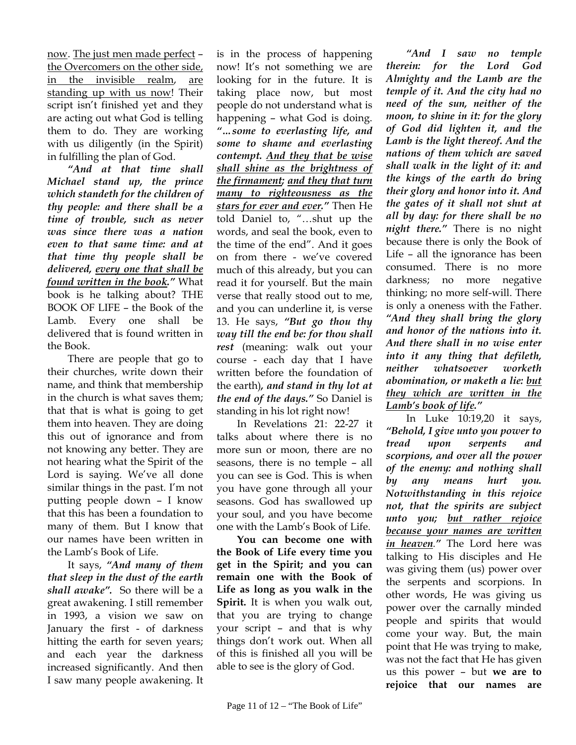<u>now</u>. <u>The just men made perfect – the Overcomers on the other side, in the invisible realm, are standing up with us now!</u> Their script isn't finished yet and they are acting out what God is telling them to do. They are working with us diligently (in the Spirit) in fulfilling the plan of God.

***"And at that time shall Michael stand up, the prince which standeth for the children of thy people: and there shall be a time of trouble, such as never was since there was a nation even to that same time: and at that time thy people shall be delivered, <u>every one that shall be found written in the book</u>."*** What book is he talking about? THE BOOK OF LIFE – the Book of the Lamb. Every one shall be delivered that is found written in the Book.

There are people that go to their churches, write down their name, and think that membership in the church is what saves them; that that is what is going to get them into heaven. They are doing this out of ignorance and from not knowing any better. They are not hearing what the Spirit of the Lord is saying. We've all done similar things in the past. I'm not putting people down – I know that this has been a foundation to many of them. But I know that our names have been written in the Lamb's Book of Life.

It says, ***"And many of them that sleep in the dust of the earth shall awake".*** So there will be a great awakening. I still remember in 1993, a vision we saw on January the first - of darkness hitting the earth for seven years; and each year the darkness increased significantly. And then I saw many people awakening. It is in the process of happening now! It's not something we are looking for in the future. It is taking place now, but most people do not understand what is happening – what God is doing. ***"…some to everlasting life, and some to shame and everlasting contempt. <u>And they that be wise shall shine as the brightness of the firmament</u>; <u>and they that turn many to righteousness as the stars for ever and ever</u>."*** Then He told Daniel to, "…shut up the words, and seal the book, even to the time of the end". And it goes on from there - we've covered much of this already, but you can read it for yourself. But the main verse that really stood out to me, and you can underline it, is verse 13. He says, ***"But go thou thy way till the end be: for thou shall rest*** (meaning: walk out your course - each day that I have written before the foundation of the earth)***, and stand in thy lot at the end of the days."*** So Daniel is standing in his lot right now!

In Revelations 21: 22-27 it talks about where there is no more sun or moon, there are no seasons, there is no temple – all you can see is God. This is when you have gone through all your seasons. God has swallowed up your soul, and you have become one with the Lamb's Book of Life.

**You can become one with the Book of Life every time you get in the Spirit; and you can remain one with the Book of Life as long as you walk in the Spirit.** It is when you walk out, that you are trying to change your script – and that is why things don't work out. When all of this is finished all you will be able to see is the glory of God.

***"And I saw no temple therein: for the Lord God Almighty and the Lamb are the temple of it. And the city had no need of the sun, neither of the moon, to shine in it: for the glory of God did lighten it, and the Lamb is the light thereof. And the nations of them which are saved shall walk in the light of it: and the kings of the earth do bring their glory and honor into it. And the gates of it shall not shut at all by day: for there shall be no night there."*** There is no night because there is only the Book of Life – all the ignorance has been consumed. There is no more darkness; no more negative thinking; no more self-will. There is only a oneness with the Father. ***"And they shall bring the glory and honor of the nations into it. And there shall in no wise enter into it any thing that defileth, neither whatsoever worketh abomination, or maketh a lie: <u>but they which are written in the Lamb's book of life</u>."***

In Luke 10:19,20 it says, ***"Behold, I give unto you power to tread upon serpents and scorpions, and over all the power of the enemy: and nothing shall by any means hurt you. Notwithstanding in this rejoice not, that the spirits are subject unto you; <u>but rather rejoice because your names are written in heaven</u>."*** The Lord here was talking to His disciples and He was giving them (us) power over the serpents and scorpions. In other words, He was giving us power over the carnally minded people and spirits that would come your way. But, the main point that He was trying to make, was not the fact that He has given us this power – but **we are to rejoice that our names are**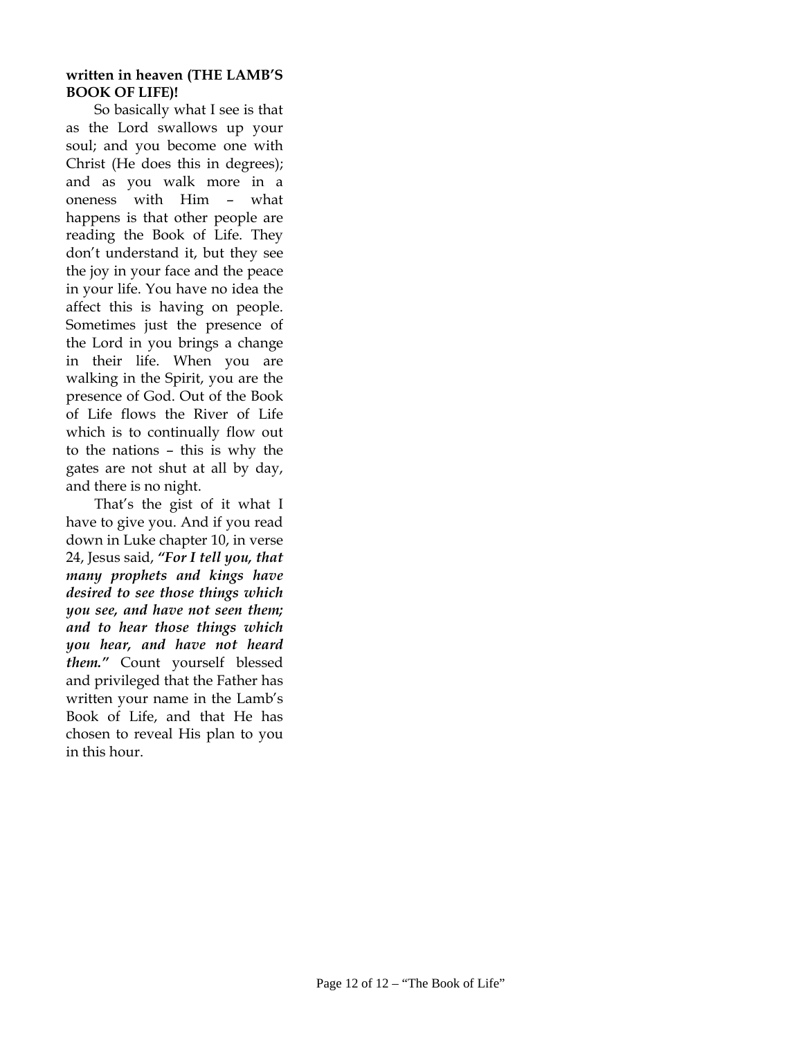**written in heaven (THE LAMB'S BOOK OF LIFE)!**

So basically what I see is that as the Lord swallows up your soul; and you become one with Christ (He does this in degrees); and as you walk more in a oneness with Him – what happens is that other people are reading the Book of Life. They don't understand it, but they see the joy in your face and the peace in your life. You have no idea the affect this is having on people. Sometimes just the presence of the Lord in you brings a change in their life. When you are walking in the Spirit, you are the presence of God. Out of the Book of Life flows the River of Life which is to continually flow out to the nations – this is why the gates are not shut at all by day, and there is no night.

That's the gist of it what I have to give you. And if you read down in Luke chapter 10, in verse 24, Jesus said, ***"For I tell you, that many prophets and kings have desired to see those things which you see, and have not seen them; and to hear those things which you hear, and have not heard them."*** Count yourself blessed and privileged that the Father has written your name in the Lamb's Book of Life, and that He has chosen to reveal His plan to you in this hour.